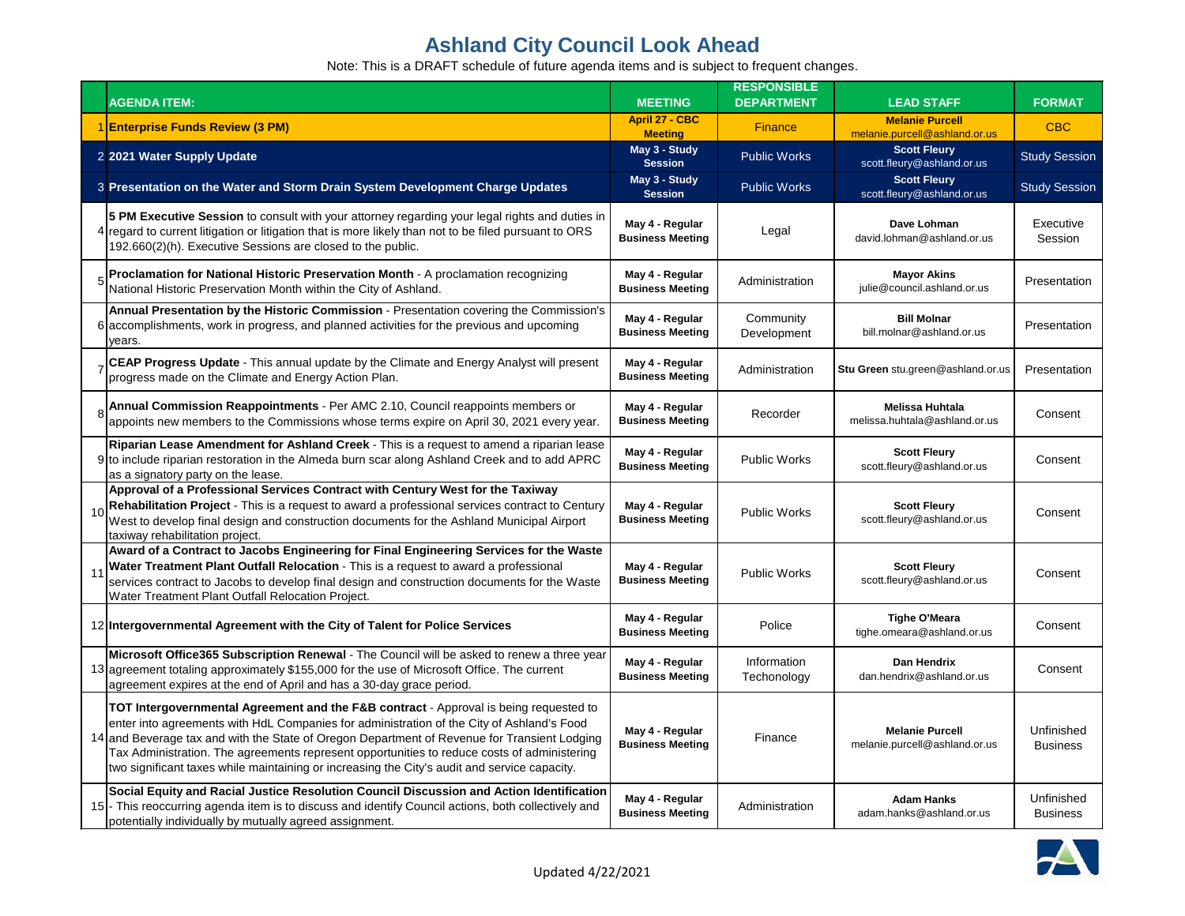# Ashland City Council Look Ahead

Note: This is a DRAFT schedule of future agenda items and is subject to frequent changes.

| | AGENDA ITEM: | MEETING | RESPONSIBLE DEPARTMENT | LEAD STAFF | FORMAT |
|---|---|---|---|---|---|
| 1 | **Enterprise Funds Review (3 PM)** | **April 27 - CBC Meeting** | Finance | **Melanie Purcell** melanie.purcell@ashland.or.us | CBC |
| 2 | **2021 Water Supply Update** | **May 3 - Study Session** | Public Works | **Scott Fleury** scott.fleury@ashland.or.us | Study Session |
| 3 | **Presentation on the Water and Storm Drain System Development Charge Updates** | **May 3 - Study Session** | Public Works | **Scott Fleury** scott.fleury@ashland.or.us | Study Session |
| 4 | **5 PM Executive Session** to consult with your attorney regarding your legal rights and duties in regard to current litigation or litigation that is more likely than not to be filed pursuant to ORS 192.660(2)(h). Executive Sessions are closed to the public. | **May 4 - Regular Business Meeting** | Legal | **Dave Lohman** david.lohman@ashland.or.us | Executive Session |
| 5 | **Proclamation for National Historic Preservation Month** - A proclamation recognizing National Historic Preservation Month within the City of Ashland. | **May 4 - Regular Business Meeting** | Administration | **Mayor Akins** julie@council.ashland.or.us | Presentation |
| 6 | **Annual Presentation by the Historic Commission** - Presentation covering the Commission's accomplishments, work in progress, and planned activities for the previous and upcoming years. | **May 4 - Regular Business Meeting** | Community Development | **Bill Molnar** bill.molnar@ashland.or.us | Presentation |
| 7 | **CEAP Progress Update** - This annual update by the Climate and Energy Analyst will present progress made on the Climate and Energy Action Plan. | **May 4 - Regular Business Meeting** | Administration | **Stu Green** stu.green@ashland.or.us | Presentation |
| 8 | **Annual Commission Reappointments** - Per AMC 2.10, Council reappoints members or appoints new members to the Commissions whose terms expire on April 30, 2021 every year. | **May 4 - Regular Business Meeting** | Recorder | **Melissa Huhtala** melissa.huhtala@ashland.or.us | Consent |
| 9 | **Riparian Lease Amendment for Ashland Creek** - This is a request to amend a riparian lease to include riparian restoration in the Almeda burn scar along Ashland Creek and to add APRC as a signatory party on the lease. | **May 4 - Regular Business Meeting** | Public Works | **Scott Fleury** scott.fleury@ashland.or.us | Consent |
| 10 | **Approval of a Professional Services Contract with Century West for the Taxiway Rehabilitation Project** - This is a request to award a professional services contract to Century West to develop final design and construction documents for the Ashland Municipal Airport taxiway rehabilitation project. | **May 4 - Regular Business Meeting** | Public Works | **Scott Fleury** scott.fleury@ashland.or.us | Consent |
| 11 | **Award of a Contract to Jacobs Engineering for Final Engineering Services for the Waste Water Treatment Plant Outfall Relocation** - This is a request to award a professional services contract to Jacobs to develop final design and construction documents for the Waste Water Treatment Plant Outfall Relocation Project. | **May 4 - Regular Business Meeting** | Public Works | **Scott Fleury** scott.fleury@ashland.or.us | Consent |
| 12 | **Intergovernmental Agreement with the City of Talent for Police Services** | **May 4 - Regular Business Meeting** | Police | **Tighe O'Meara** tighe.omeara@ashland.or.us | Consent |
| 13 | **Microsoft Office365 Subscription Renewal** - The Council will be asked to renew a three year agreement totaling approximately $155,000 for the use of Microsoft Office. The current agreement expires at the end of April and has a 30-day grace period. | **May 4 - Regular Business Meeting** | Information Techonology | **Dan Hendrix** dan.hendrix@ashland.or.us | Consent |
| 14 | **TOT Intergovernmental Agreement and the F&B contract** - Approval is being requested to enter into agreements with HdL Companies for administration of the City of Ashland's Food and Beverage tax and with the State of Oregon Department of Revenue for Transient Lodging Tax Administration. The agreements represent opportunities to reduce costs of administering two significant taxes while maintaining or increasing the City's audit and service capacity. | **May 4 - Regular Business Meeting** | Finance | **Melanie Purcell** melanie.purcell@ashland.or.us | Unfinished Business |
| 15 | **Social Equity and Racial Justice Resolution Council Discussion and Action Identification** - This reoccurring agenda item is to discuss and identify Council actions, both collectively and potentially individually by mutually agreed assignment. | **May 4 - Regular Business Meeting** | Administration | **Adam Hanks** adam.hanks@ashland.or.us | Unfinished Business |

Updated 4/22/2021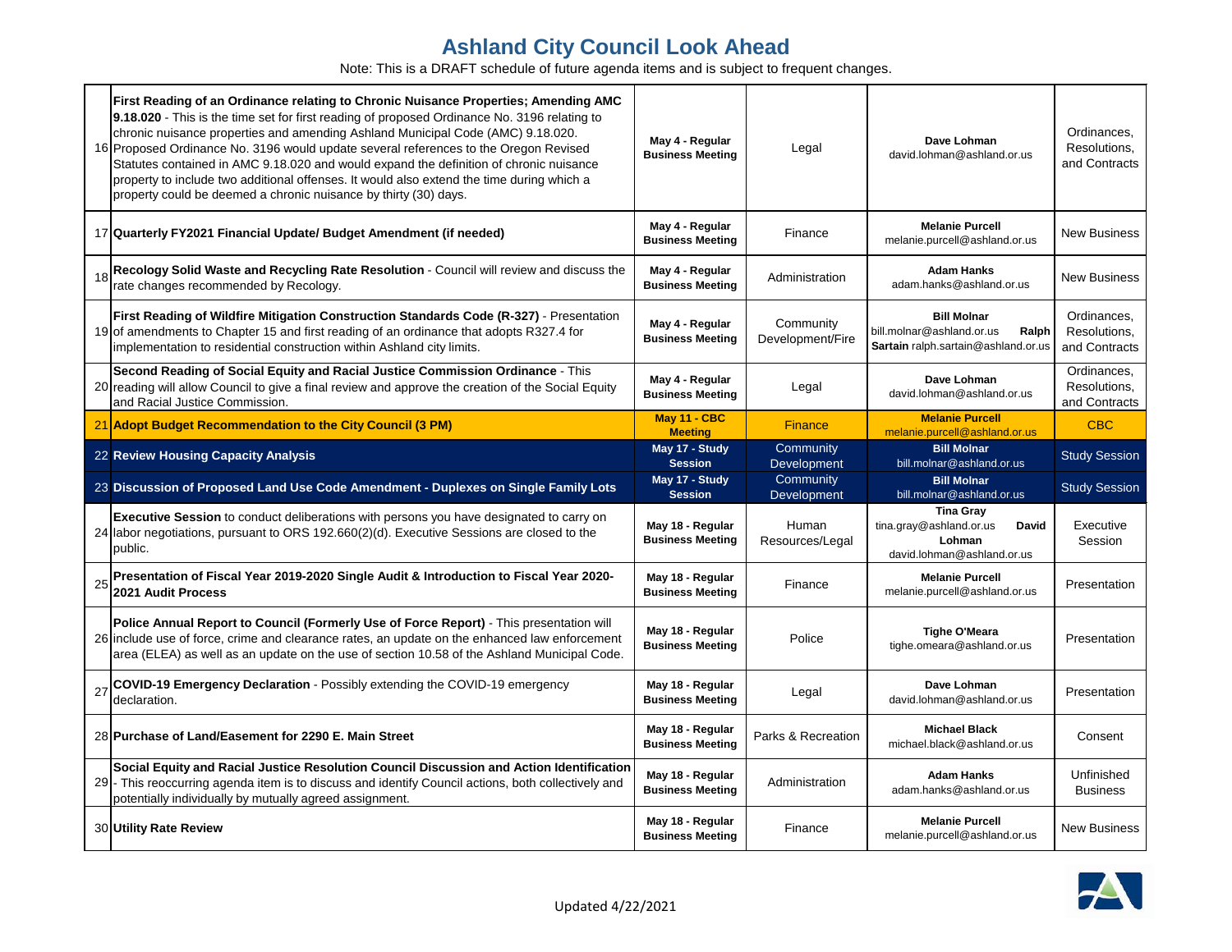# Ashland City Council Look Ahead

Note: This is a DRAFT schedule of future agenda items and is subject to frequent changes.

| # | Item | Meeting | Department | Contact | Type |
|---|---|---|---|---|---|
| 16 | **First Reading of an Ordinance relating to Chronic Nuisance Properties; Amending AMC 9.18.020** - This is the time set for first reading of proposed Ordinance No. 3196 relating to chronic nuisance properties and amending Ashland Municipal Code (AMC) 9.18.020. Proposed Ordinance No. 3196 would update several references to the Oregon Revised Statutes contained in AMC 9.18.020 and would expand the definition of chronic nuisance property to include two additional offenses. It would also extend the time during which a property could be deemed a chronic nuisance by thirty (30) days. | **May 4 - Regular Business Meeting** | Legal | **Dave Lohman** david.lohman@ashland.or.us | Ordinances, Resolutions, and Contracts |
| 17 | **Quarterly FY2021 Financial Update/ Budget Amendment (if needed)** | **May 4 - Regular Business Meeting** | Finance | **Melanie Purcell** melanie.purcell@ashland.or.us | New Business |
| 18 | **Recology Solid Waste and Recycling Rate Resolution** - Council will review and discuss the rate changes recommended by Recology. | **May 4 - Regular Business Meeting** | Administration | **Adam Hanks** adam.hanks@ashland.or.us | New Business |
| 19 | **First Reading of Wildfire Mitigation Construction Standards Code (R-327)** - Presentation of amendments to Chapter 15 and first reading of an ordinance that adopts R327.4 for implementation to residential construction within Ashland city limits. | **May 4 - Regular Business Meeting** | Community Development/Fire | **Bill Molnar** bill.molnar@ashland.or.us **Ralph Sartain** ralph.sartain@ashland.or.us | Ordinances, Resolutions, and Contracts |
| 20 | **Second Reading of Social Equity and Racial Justice Commission Ordinance** - This reading will allow Council to give a final review and approve the creation of the Social Equity and Racial Justice Commission. | **May 4 - Regular Business Meeting** | Legal | **Dave Lohman** david.lohman@ashland.or.us | Ordinances, Resolutions, and Contracts |
| 21 | **Adopt Budget Recommendation to the City Council (3 PM)** | **May 11 - CBC Meeting** | Finance | **Melanie Purcell** melanie.purcell@ashland.or.us | CBC |
| 22 | **Review Housing Capacity Analysis** | **May 17 - Study Session** | Community Development | **Bill Molnar** bill.molnar@ashland.or.us | Study Session |
| 23 | **Discussion of Proposed Land Use Code Amendment - Duplexes on Single Family Lots** | **May 17 - Study Session** | Community Development | **Bill Molnar** bill.molnar@ashland.or.us | Study Session |
| 24 | **Executive Session** to conduct deliberations with persons you have designated to carry on labor negotiations, pursuant to ORS 192.660(2)(d). Executive Sessions are closed to the public. | **May 18 - Regular Business Meeting** | Human Resources/Legal | **Tina Gray** tina.gray@ashland.or.us **David Lohman** david.lohman@ashland.or.us | Executive Session |
| 25 | **Presentation of Fiscal Year 2019-2020 Single Audit & Introduction to Fiscal Year 2020-2021 Audit Process** | **May 18 - Regular Business Meeting** | Finance | **Melanie Purcell** melanie.purcell@ashland.or.us | Presentation |
| 26 | **Police Annual Report to Council (Formerly Use of Force Report)** - This presentation will include use of force, crime and clearance rates, an update on the enhanced law enforcement area (ELEA) as well as an update on the use of section 10.58 of the Ashland Municipal Code. | **May 18 - Regular Business Meeting** | Police | **Tighe O'Meara** tighe.omeara@ashland.or.us | Presentation |
| 27 | **COVID-19 Emergency Declaration** - Possibly extending the COVID-19 emergency declaration. | **May 18 - Regular Business Meeting** | Legal | **Dave Lohman** david.lohman@ashland.or.us | Presentation |
| 28 | **Purchase of Land/Easement for 2290 E. Main Street** | **May 18 - Regular Business Meeting** | Parks & Recreation | **Michael Black** michael.black@ashland.or.us | Consent |
| 29 | **Social Equity and Racial Justice Resolution Council Discussion and Action Identification** - This reoccurring agenda item is to discuss and identify Council actions, both collectively and potentially individually by mutually agreed assignment. | **May 18 - Regular Business Meeting** | Administration | **Adam Hanks** adam.hanks@ashland.or.us | Unfinished Business |
| 30 | **Utility Rate Review** | **May 18 - Regular Business Meeting** | Finance | **Melanie Purcell** melanie.purcell@ashland.or.us | New Business |

Updated 4/22/2021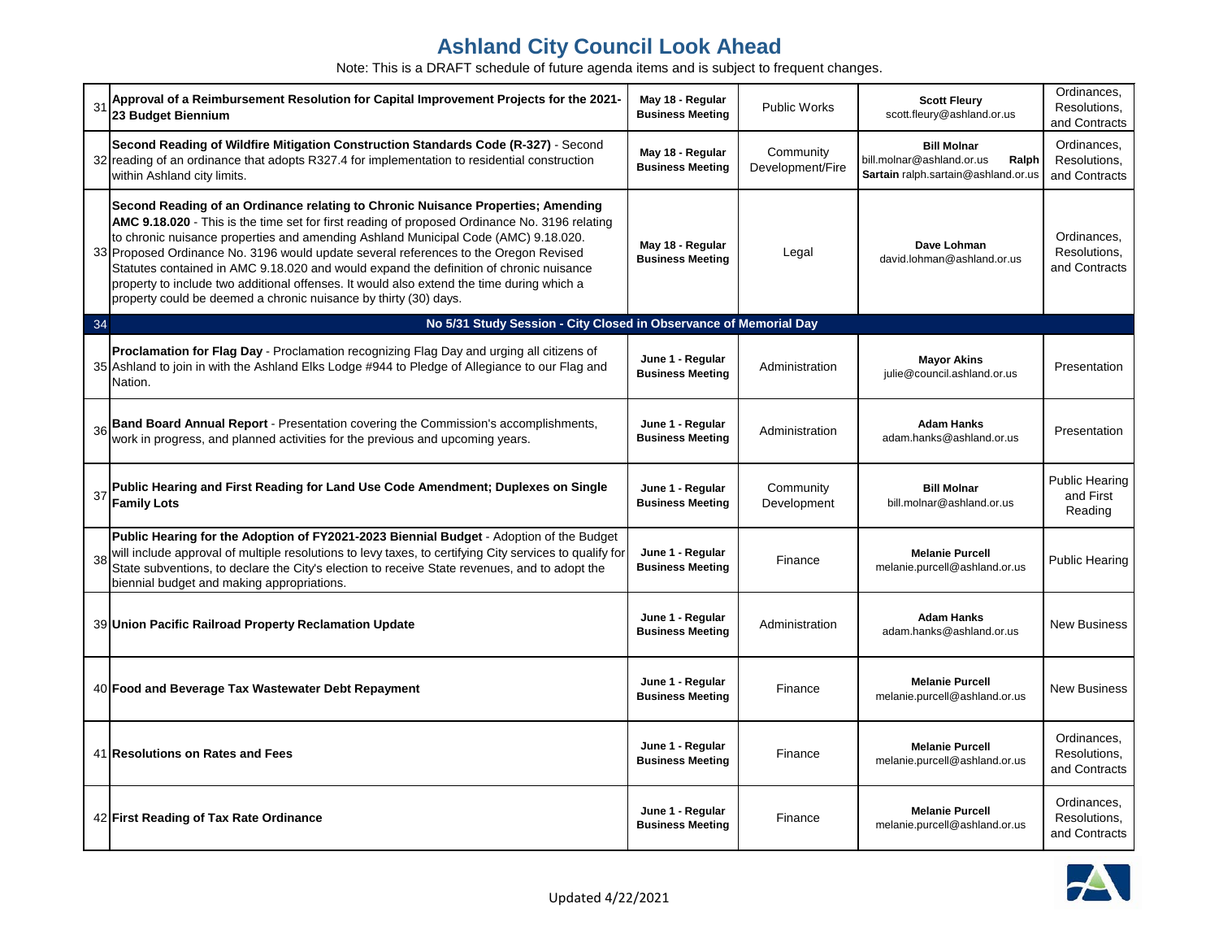# Ashland City Council Look Ahead

Note: This is a DRAFT schedule of future agenda items and is subject to frequent changes.

| # | Item | Meeting | Department | Contact | Type |
|---|---|---|---|---|---|
| 31 | **Approval of a Reimbursement Resolution for Capital Improvement Projects for the 2021-23 Budget Biennium** | **May 18 - Regular Business Meeting** | Public Works | **Scott Fleury** scott.fleury@ashland.or.us | Ordinances, Resolutions, and Contracts |
| 32 | **Second Reading of Wildfire Mitigation Construction Standards Code (R-327)** - Second reading of an ordinance that adopts R327.4 for implementation to residential construction within Ashland city limits. | **May 18 - Regular Business Meeting** | Community Development/Fire | **Bill Molnar** bill.molnar@ashland.or.us **Ralph Sartain** ralph.sartain@ashland.or.us | Ordinances, Resolutions, and Contracts |
| 33 | **Second Reading of an Ordinance relating to Chronic Nuisance Properties; Amending AMC 9.18.020** - This is the time set for first reading of proposed Ordinance No. 3196 relating to chronic nuisance properties and amending Ashland Municipal Code (AMC) 9.18.020. Proposed Ordinance No. 3196 would update several references to the Oregon Revised Statutes contained in AMC 9.18.020 and would expand the definition of chronic nuisance property to include two additional offenses. It would also extend the time during which a property could be deemed a chronic nuisance by thirty (30) days. | **May 18 - Regular Business Meeting** | Legal | **Dave Lohman** david.lohman@ashland.or.us | Ordinances, Resolutions, and Contracts |
| 34 | **No 5/31 Study Session - City Closed in Observance of Memorial Day** | | | | |
| 35 | **Proclamation for Flag Day** - Proclamation recognizing Flag Day and urging all citizens of Ashland to join in with the Ashland Elks Lodge #944 to Pledge of Allegiance to our Flag and Nation. | **June 1 - Regular Business Meeting** | Administration | **Mayor Akins** julie@council.ashland.or.us | Presentation |
| 36 | **Band Board Annual Report** - Presentation covering the Commission's accomplishments, work in progress, and planned activities for the previous and upcoming years. | **June 1 - Regular Business Meeting** | Administration | **Adam Hanks** adam.hanks@ashland.or.us | Presentation |
| 37 | **Public Hearing and First Reading for Land Use Code Amendment; Duplexes on Single Family Lots** | **June 1 - Regular Business Meeting** | Community Development | **Bill Molnar** bill.molnar@ashland.or.us | Public Hearing and First Reading |
| 38 | **Public Hearing for the Adoption of FY2021-2023 Biennial Budget** - Adoption of the Budget will include approval of multiple resolutions to levy taxes, to certifying City services to qualify for State subventions, to declare the City's election to receive State revenues, and to adopt the biennial budget and making appropriations. | **June 1 - Regular Business Meeting** | Finance | **Melanie Purcell** melanie.purcell@ashland.or.us | Public Hearing |
| 39 | **Union Pacific Railroad Property Reclamation Update** | **June 1 - Regular Business Meeting** | Administration | **Adam Hanks** adam.hanks@ashland.or.us | New Business |
| 40 | **Food and Beverage Tax Wastewater Debt Repayment** | **June 1 - Regular Business Meeting** | Finance | **Melanie Purcell** melanie.purcell@ashland.or.us | New Business |
| 41 | **Resolutions on Rates and Fees** | **June 1 - Regular Business Meeting** | Finance | **Melanie Purcell** melanie.purcell@ashland.or.us | Ordinances, Resolutions, and Contracts |
| 42 | **First Reading of Tax Rate Ordinance** | **June 1 - Regular Business Meeting** | Finance | **Melanie Purcell** melanie.purcell@ashland.or.us | Ordinances, Resolutions, and Contracts |

Updated 4/22/2021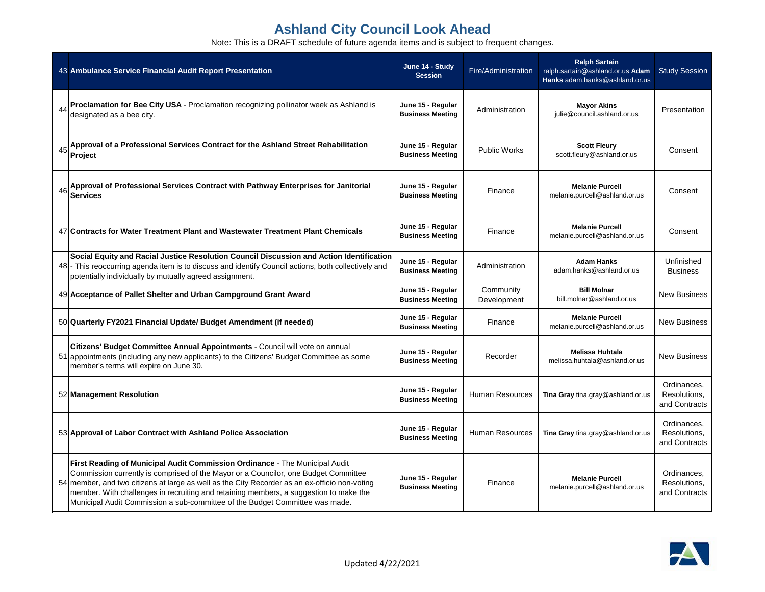# Ashland City Council Look Ahead

Note: This is a DRAFT schedule of future agenda items and is subject to frequent changes.

| # | Item | Date | Department | Contact | Category |
|---|---|---|---|---|---|
| 43 | **Ambulance Service Financial Audit Report Presentation** | **June 14 - Study Session** | Fire/Administration | **Ralph Sartain** ralph.sartain@ashland.or.us **Adam Hanks** adam.hanks@ashland.or.us | Study Session |
| 44 | **Proclamation for Bee City USA** - Proclamation recognizing pollinator week as Ashland is designated as a bee city. | **June 15 - Regular Business Meeting** | Administration | **Mayor Akins** julie@council.ashland.or.us | Presentation |
| 45 | **Approval of a Professional Services Contract for the Ashland Street Rehabilitation Project** | **June 15 - Regular Business Meeting** | Public Works | **Scott Fleury** scott.fleury@ashland.or.us | Consent |
| 46 | **Approval of Professional Services Contract with Pathway Enterprises for Janitorial Services** | **June 15 - Regular Business Meeting** | Finance | **Melanie Purcell** melanie.purcell@ashland.or.us | Consent |
| 47 | **Contracts for Water Treatment Plant and Wastewater Treatment Plant Chemicals** | **June 15 - Regular Business Meeting** | Finance | **Melanie Purcell** melanie.purcell@ashland.or.us | Consent |
| 48 | **Social Equity and Racial Justice Resolution Council Discussion and Action Identification** - This reoccurring agenda item is to discuss and identify Council actions, both collectively and potentially individually by mutually agreed assignment. | **June 15 - Regular Business Meeting** | Administration | **Adam Hanks** adam.hanks@ashland.or.us | Unfinished Business |
| 49 | **Acceptance of Pallet Shelter and Urban Campground Grant Award** | **June 15 - Regular Business Meeting** | Community Development | **Bill Molnar** bill.molnar@ashland.or.us | New Business |
| 50 | **Quarterly FY2021 Financial Update/ Budget Amendment (if needed)** | **June 15 - Regular Business Meeting** | Finance | **Melanie Purcell** melanie.purcell@ashland.or.us | New Business |
| 51 | **Citizens' Budget Committee Annual Appointments** - Council will vote on annual appointments (including any new applicants) to the Citizens' Budget Committee as some member's terms will expire on June 30. | **June 15 - Regular Business Meeting** | Recorder | **Melissa Huhtala** melissa.huhtala@ashland.or.us | New Business |
| 52 | **Management Resolution** | **June 15 - Regular Business Meeting** | Human Resources | **Tina Gray** tina.gray@ashland.or.us | Ordinances, Resolutions, and Contracts |
| 53 | **Approval of Labor Contract with Ashland Police Association** | **June 15 - Regular Business Meeting** | Human Resources | **Tina Gray** tina.gray@ashland.or.us | Ordinances, Resolutions, and Contracts |
| 54 | **First Reading of Municipal Audit Commission Ordinance** - The Municipal Audit Commission currently is comprised of the Mayor or a Councilor, one Budget Committee member, and two citizens at large as well as the City Recorder as an ex-officio non-voting member. With challenges in recruiting and retaining members, a suggestion to make the Municipal Audit Commission a sub-committee of the Budget Committee was made. | **June 15 - Regular Business Meeting** | Finance | **Melanie Purcell** melanie.purcell@ashland.or.us | Ordinances, Resolutions, and Contracts |

Updated 4/22/2021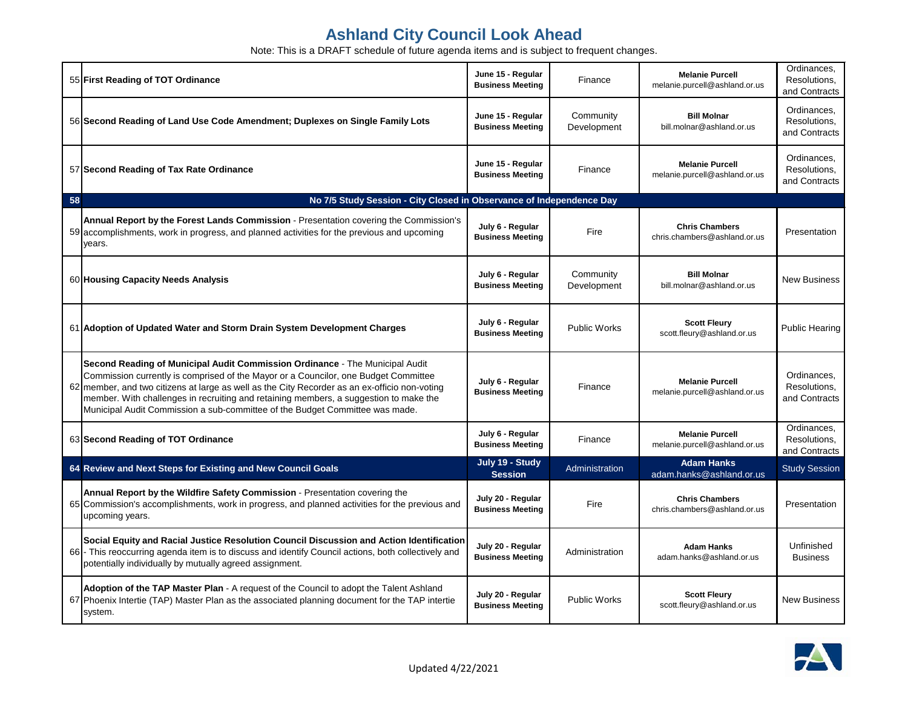# Ashland City Council Look Ahead

Note: This is a DRAFT schedule of future agenda items and is subject to frequent changes.

| # | Item | Meeting | Department | Contact | Category |
|---|---|---|---|---|---|
| 55 | **First Reading of TOT Ordinance** | **June 15 - Regular Business Meeting** | Finance | **Melanie Purcell** melanie.purcell@ashland.or.us | Ordinances, Resolutions, and Contracts |
| 56 | **Second Reading of Land Use Code Amendment; Duplexes on Single Family Lots** | **June 15 - Regular Business Meeting** | Community Development | **Bill Molnar** bill.molnar@ashland.or.us | Ordinances, Resolutions, and Contracts |
| 57 | **Second Reading of Tax Rate Ordinance** | **June 15 - Regular Business Meeting** | Finance | **Melanie Purcell** melanie.purcell@ashland.or.us | Ordinances, Resolutions, and Contracts |
| **58** | **No 7/5 Study Session - City Closed in Observance of Independence Day** | | | | |
| 59 | **Annual Report by the Forest Lands Commission** - Presentation covering the Commission's accomplishments, work in progress, and planned activities for the previous and upcoming years. | **July 6 - Regular Business Meeting** | Fire | **Chris Chambers** chris.chambers@ashland.or.us | Presentation |
| 60 | **Housing Capacity Needs Analysis** | **July 6 - Regular Business Meeting** | Community Development | **Bill Molnar** bill.molnar@ashland.or.us | New Business |
| 61 | **Adoption of Updated Water and Storm Drain System Development Charges** | **July 6 - Regular Business Meeting** | Public Works | **Scott Fleury** scott.fleury@ashland.or.us | Public Hearing |
| 62 | **Second Reading of Municipal Audit Commission Ordinance** - The Municipal Audit Commission currently is comprised of the Mayor or a Councilor, one Budget Committee member, and two citizens at large as well as the City Recorder as an ex-officio non-voting member. With challenges in recruiting and retaining members, a suggestion to make the Municipal Audit Commission a sub-committee of the Budget Committee was made. | **July 6 - Regular Business Meeting** | Finance | **Melanie Purcell** melanie.purcell@ashland.or.us | Ordinances, Resolutions, and Contracts |
| 63 | **Second Reading of TOT Ordinance** | **July 6 - Regular Business Meeting** | Finance | **Melanie Purcell** melanie.purcell@ashland.or.us | Ordinances, Resolutions, and Contracts |
| **64** | **Review and Next Steps for Existing and New Council Goals** | **July 19 - Study Session** | Administration | **Adam Hanks** adam.hanks@ashland.or.us | Study Session |
| 65 | **Annual Report by the Wildfire Safety Commission** - Presentation covering the Commission's accomplishments, work in progress, and planned activities for the previous and upcoming years. | **July 20 - Regular Business Meeting** | Fire | **Chris Chambers** chris.chambers@ashland.or.us | Presentation |
| 66 | **Social Equity and Racial Justice Resolution Council Discussion and Action Identification** - This reoccurring agenda item is to discuss and identify Council actions, both collectively and potentially individually by mutually agreed assignment. | **July 20 - Regular Business Meeting** | Administration | **Adam Hanks** adam.hanks@ashland.or.us | Unfinished Business |
| 67 | **Adoption of the TAP Master Plan** - A request of the Council to adopt the Talent Ashland Phoenix Intertie (TAP) Master Plan as the associated planning document for the TAP intertie system. | **July 20 - Regular Business Meeting** | Public Works | **Scott Fleury** scott.fleury@ashland.or.us | New Business |

Updated 4/22/2021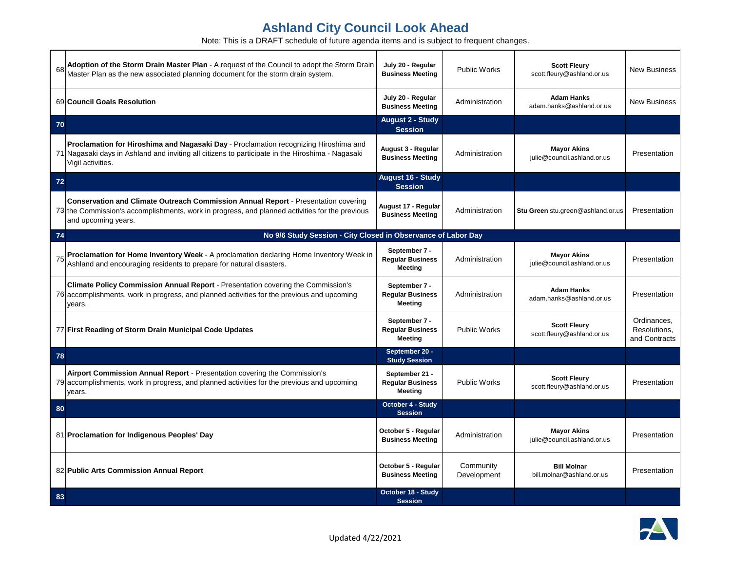# Ashland City Council Look Ahead

Note: This is a DRAFT schedule of future agenda items and is subject to frequent changes.

| # | Item | Meeting | Department | Contact | Category |
|---|---|---|---|---|---|
| 68 | **Adoption of the Storm Drain Master Plan** - A request of the Council to adopt the Storm Drain Master Plan as the new associated planning document for the storm drain system. | **July 20 - Regular Business Meeting** | Public Works | **Scott Fleury** scott.fleury@ashland.or.us | New Business |
| 69 | **Council Goals Resolution** | **July 20 - Regular Business Meeting** | Administration | **Adam Hanks** adam.hanks@ashland.or.us | New Business |
| **70** | | **August 2 - Study Session** | | | |
| 71 | **Proclamation for Hiroshima and Nagasaki Day** - Proclamation recognizing Hiroshima and Nagasaki days in Ashland and inviting all citizens to participate in the Hiroshima - Nagasaki Vigil activities. | **August 3 - Regular Business Meeting** | Administration | **Mayor Akins** julie@council.ashland.or.us | Presentation |
| **72** | | **August 16 - Study Session** | | | |
| 73 | **Conservation and Climate Outreach Commission Annual Report** - Presentation covering the Commission's accomplishments, work in progress, and planned activities for the previous and upcoming years. | **August 17 - Regular Business Meeting** | Administration | **Stu Green** stu.green@ashland.or.us | Presentation |
| **74** | **No 9/6 Study Session - City Closed in Observance of Labor Day** | | | | |
| 75 | **Proclamation for Home Inventory Week** - A proclamation declaring Home Inventory Week in Ashland and encouraging residents to prepare for natural disasters. | **September 7 - Regular Business Meeting** | Administration | **Mayor Akins** julie@council.ashland.or.us | Presentation |
| 76 | **Climate Policy Commission Annual Report** - Presentation covering the Commission's accomplishments, work in progress, and planned activities for the previous and upcoming years. | **September 7 - Regular Business Meeting** | Administration | **Adam Hanks** adam.hanks@ashland.or.us | Presentation |
| 77 | **First Reading of Storm Drain Municipal Code Updates** | **September 7 - Regular Business Meeting** | Public Works | **Scott Fleury** scott.fleury@ashland.or.us | Ordinances, Resolutions, and Contracts |
| **78** | | **September 20 - Study Session** | | | |
| 79 | **Airport Commission Annual Report** - Presentation covering the Commission's accomplishments, work in progress, and planned activities for the previous and upcoming years. | **September 21 - Regular Business Meeting** | Public Works | **Scott Fleury** scott.fleury@ashland.or.us | Presentation |
| **80** | | **October 4 - Study Session** | | | |
| 81 | **Proclamation for Indigenous Peoples' Day** | **October 5 - Regular Business Meeting** | Administration | **Mayor Akins** julie@council.ashland.or.us | Presentation |
| 82 | **Public Arts Commission Annual Report** | **October 5 - Regular Business Meeting** | Community Development | **Bill Molnar** bill.molnar@ashland.or.us | Presentation |
| **83** | | **October 18 - Study Session** | | | |

Updated 4/22/2021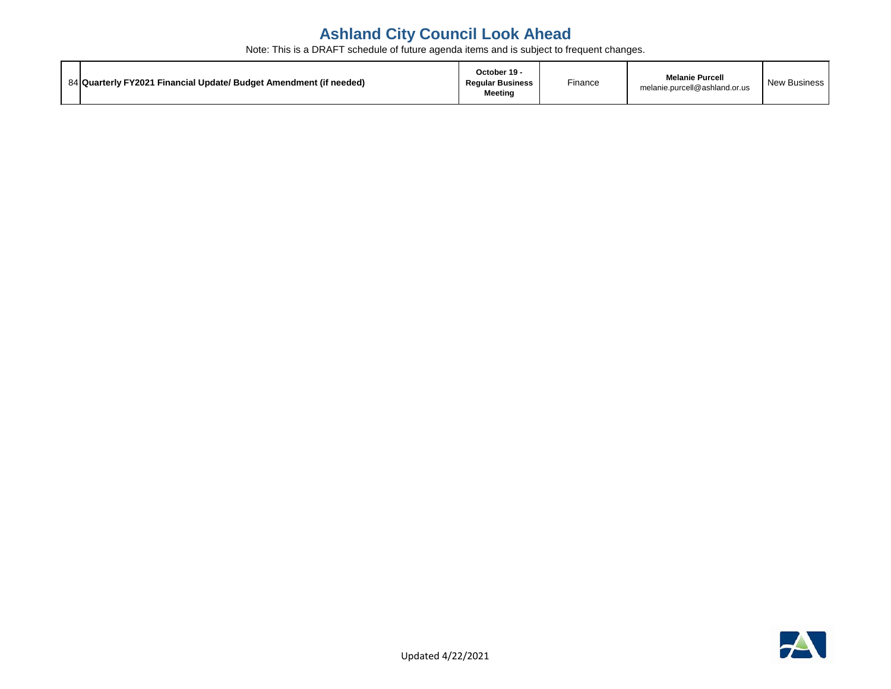# Ashland City Council Look Ahead

Note: This is a DRAFT schedule of future agenda items and is subject to frequent changes.

| | | | | | |
|---|---|---|---|---|---|
| 84 | **Quarterly FY2021 Financial Update/ Budget Amendment (if needed)** | **October 19 - Regular Business Meeting** | Finance | **Melanie Purcell** melanie.purcell@ashland.or.us | New Business |

Updated 4/22/2021